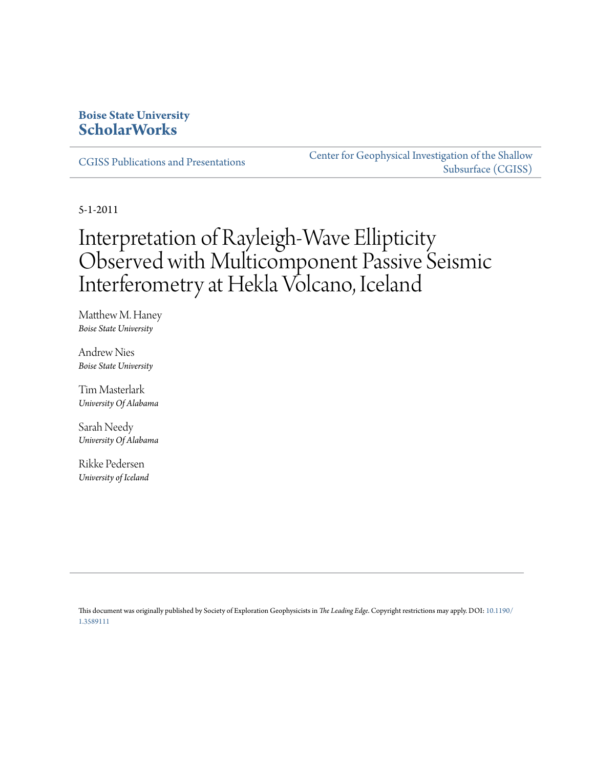**Boise State University**
**ScholarWorks**

CGISS Publications and Presentations

Center for Geophysical Investigation of the Shallow Subsurface (CGISS)

5-1-2011

# Interpretation of Rayleigh-Wave Ellipticity Observed with Multicomponent Passive Seismic Interferometry at Hekla Volcano, Iceland

Matthew M. Haney
*Boise State University*

Andrew Nies
*Boise State University*

Tim Masterlark
*University Of Alabama*

Sarah Needy
*University Of Alabama*

Rikke Pedersen
*University of Iceland*

This document was originally published by Society of Exploration Geophysicists in *The Leading Edge*. Copyright restrictions may apply. DOI: 10.1190/1.3589111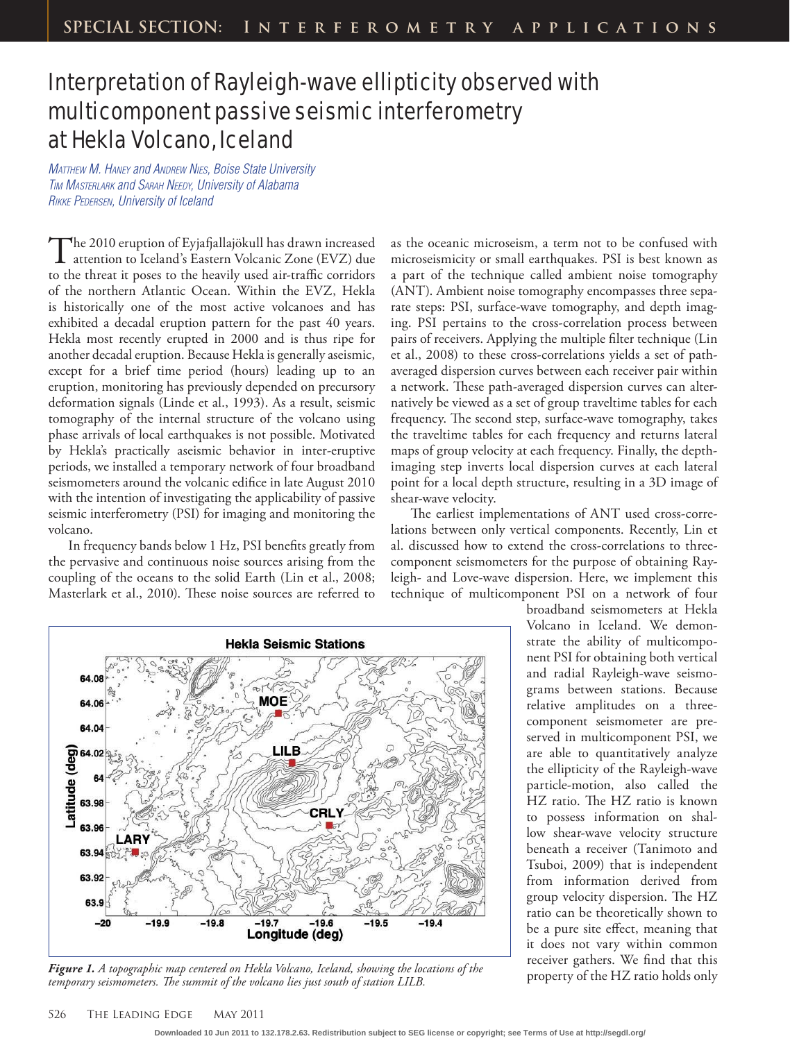# Interpretation of Rayleigh-wave ellipticity observed with multicomponent passive seismic interferometry at Hekla Volcano, Iceland

*Matthew M. Haney and Andrew Nies, Boise State University*
*Tim Masterlark and Sarah Needy, University of Alabama*
*Rikke Pedersen, University of Iceland*

The 2010 eruption of Eyjafjallajökull has drawn increased attention to Iceland's Eastern Volcanic Zone (EVZ) due to the threat it poses to the heavily used air-traffic corridors of the northern Atlantic Ocean. Within the EVZ, Hekla is historically one of the most active volcanoes and has exhibited a decadal eruption pattern for the past 40 years. Hekla most recently erupted in 2000 and is thus ripe for another decadal eruption. Because Hekla is generally aseismic, except for a brief time period (hours) leading up to an eruption, monitoring has previously depended on precursory deformation signals (Linde et al., 1993). As a result, seismic tomography of the internal structure of the volcano using phase arrivals of local earthquakes is not possible. Motivated by Hekla's practically aseismic behavior in inter-eruptive periods, we installed a temporary network of four broadband seismometers around the volcanic edifice in late August 2010 with the intention of investigating the applicability of passive seismic interferometry (PSI) for imaging and monitoring the volcano.

In frequency bands below 1 Hz, PSI benefits greatly from the pervasive and continuous noise sources arising from the coupling of the oceans to the solid Earth (Lin et al., 2008; Masterlark et al., 2010). These noise sources are referred to as the oceanic microseism, a term not to be confused with microseismicity or small earthquakes. PSI is best known as a part of the technique called ambient noise tomography (ANT). Ambient noise tomography encompasses three separate steps: PSI, surface-wave tomography, and depth imaging. PSI pertains to the cross-correlation process between pairs of receivers. Applying the multiple filter technique (Lin et al., 2008) to these cross-correlations yields a set of path-averaged dispersion curves between each receiver pair within a network. These path-averaged dispersion curves can alternatively be viewed as a set of group traveltime tables for each frequency. The second step, surface-wave tomography, takes the traveltime tables for each frequency and returns lateral maps of group velocity at each frequency. Finally, the depth-imaging step inverts local dispersion curves at each lateral point for a local depth structure, resulting in a 3D image of shear-wave velocity.

The earliest implementations of ANT used cross-correlations between only vertical components. Recently, Lin et al. discussed how to extend the cross-correlations to three-component seismometers for the purpose of obtaining Rayleigh- and Love-wave dispersion. Here, we implement this technique of multicomponent PSI on a network of four broadband seismometers at Hekla Volcano in Iceland. We demonstrate the ability of multicomponent PSI for obtaining both vertical and radial Rayleigh-wave seismograms between stations. Because relative amplitudes on a three-component seismometer are preserved in multicomponent PSI, we are able to quantitatively analyze the ellipticity of the Rayleigh-wave particle-motion, also called the HZ ratio. The HZ ratio is known to possess information on shallow shear-wave velocity structure beneath a receiver (Tanimoto and Tsuboi, 2009) that is independent from information derived from group velocity dispersion. The HZ ratio can be theoretically shown to be a pure site effect, meaning that it does not vary within common receiver gathers. We find that this property of the HZ ratio holds only

*Figure 1. A topographic map centered on Hekla Volcano, Iceland, showing the locations of the temporary seismometers. The summit of the volcano lies just south of station LILB.*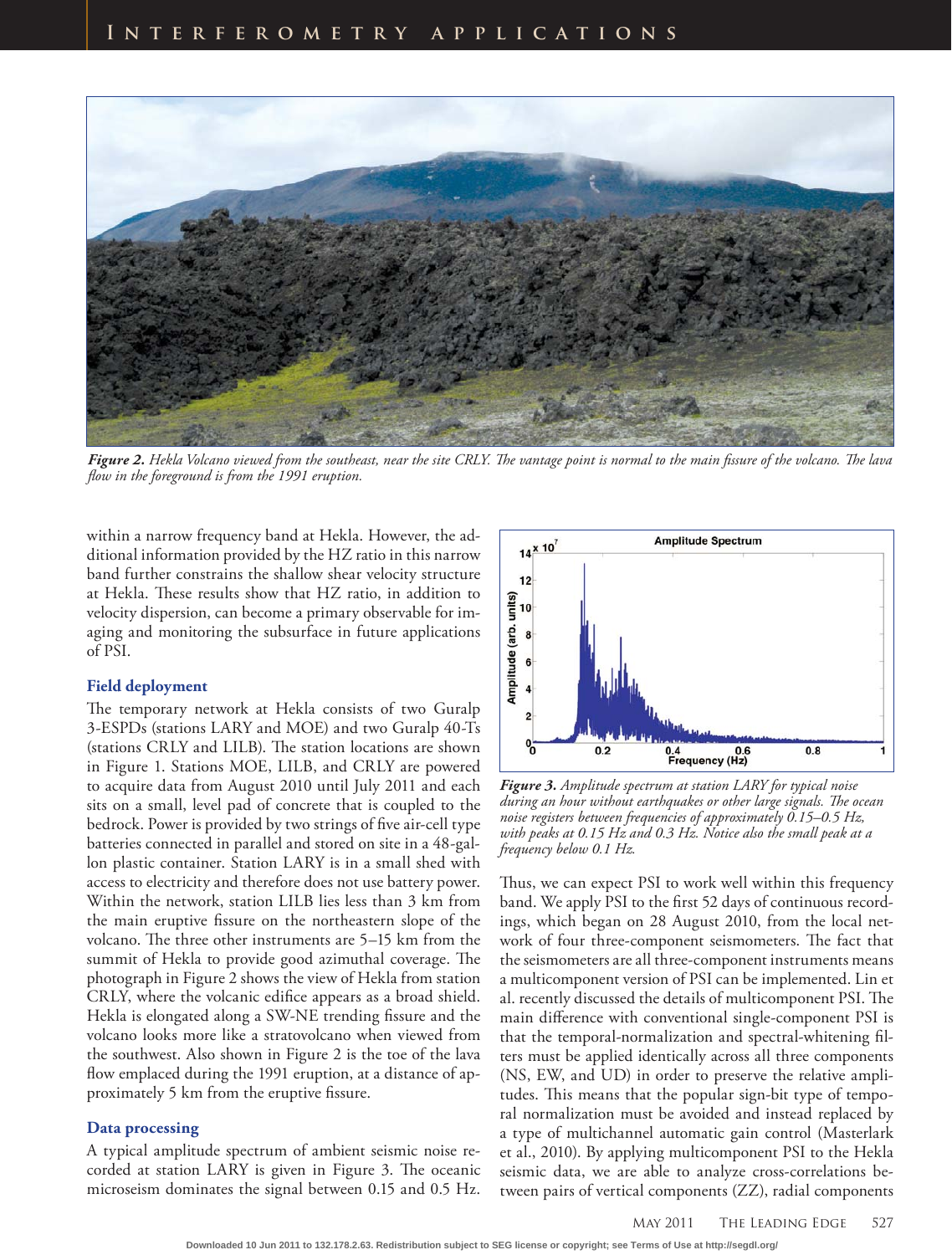*Figure 2. Hekla Volcano viewed from the southeast, near the site CRLY. The vantage point is normal to the main fissure of the volcano. The lava flow in the foreground is from the 1991 eruption.*

within a narrow frequency band at Hekla. However, the additional information provided by the HZ ratio in this narrow band further constrains the shallow shear velocity structure at Hekla. These results show that HZ ratio, in addition to velocity dispersion, can become a primary observable for imaging and monitoring the subsurface in future applications of PSI.

### Field deployment

The temporary network at Hekla consists of two Guralp 3-ESPDs (stations LARY and MOE) and two Guralp 40-Ts (stations CRLY and LILB). The station locations are shown in Figure 1. Stations MOE, LILB, and CRLY are powered to acquire data from August 2010 until July 2011 and each sits on a small, level pad of concrete that is coupled to the bedrock. Power is provided by two strings of five air-cell type batteries connected in parallel and stored on site in a 48-gallon plastic container. Station LARY is in a small shed with access to electricity and therefore does not use battery power. Within the network, station LILB lies less than 3 km from the main eruptive fissure on the northeastern slope of the volcano. The three other instruments are 5–15 km from the summit of Hekla to provide good azimuthal coverage. The photograph in Figure 2 shows the view of Hekla from station CRLY, where the volcanic edifice appears as a broad shield. Hekla is elongated along a SW-NE trending fissure and the volcano looks more like a stratovolcano when viewed from the southwest. Also shown in Figure 2 is the toe of the lava flow emplaced during the 1991 eruption, at a distance of approximately 5 km from the eruptive fissure.

### Data processing

A typical amplitude spectrum of ambient seismic noise recorded at station LARY is given in Figure 3. The oceanic microseism dominates the signal between 0.15 and 0.5 Hz.

*Figure 3. Amplitude spectrum at station LARY for typical noise during an hour without earthquakes or other large signals. The ocean noise registers between frequencies of approximately 0.15–0.5 Hz, with peaks at 0.15 Hz and 0.3 Hz. Notice also the small peak at a frequency below 0.1 Hz.*

Thus, we can expect PSI to work well within this frequency band. We apply PSI to the first 52 days of continuous recordings, which began on 28 August 2010, from the local network of four three-component seismometers. The fact that the seismometers are all three-component instruments means a multicomponent version of PSI can be implemented. Lin et al. recently discussed the details of multicomponent PSI. The main difference with conventional single-component PSI is that the temporal-normalization and spectral-whitening filters must be applied identically across all three components (NS, EW, and UD) in order to preserve the relative amplitudes. This means that the popular sign-bit type of temporal normalization must be avoided and instead replaced by a type of multichannel automatic gain control (Masterlark et al., 2010). By applying multicomponent PSI to the Hekla seismic data, we are able to analyze cross-correlations between pairs of vertical components (ZZ), radial components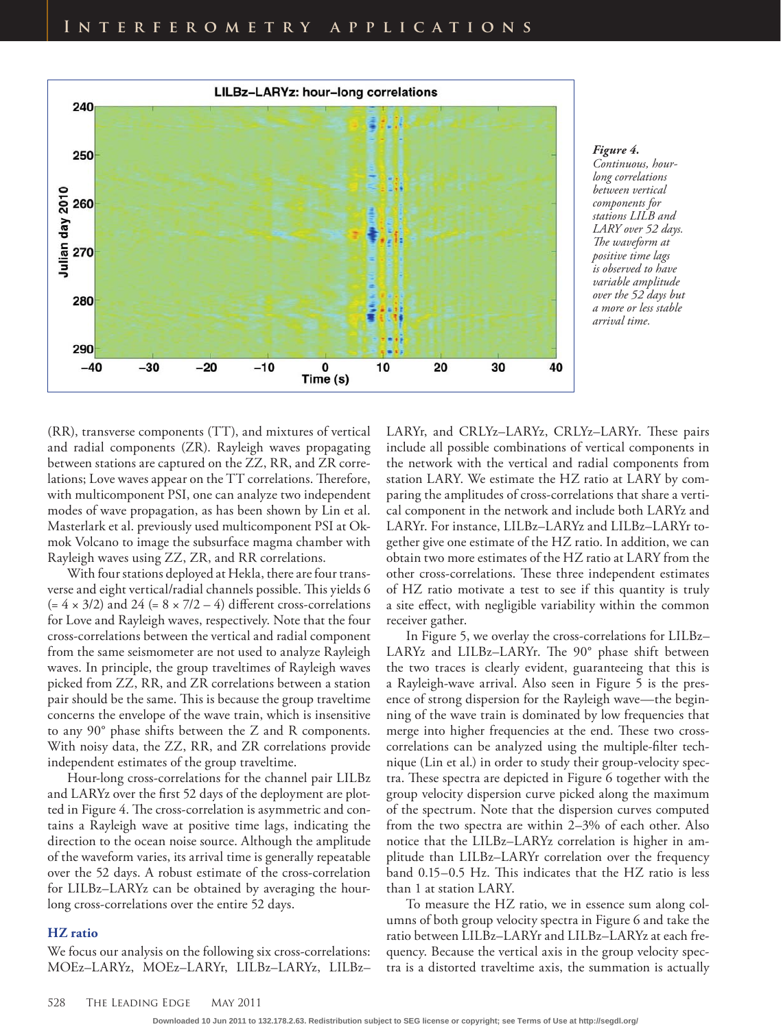*Figure 4. Continuous, hour-long correlations between vertical components for stations LILB and LARY over 52 days. The waveform at positive time lags is observed to have variable amplitude over the 52 days but a more or less stable arrival time.*

(RR), transverse components (TT), and mixtures of vertical and radial components (ZR). Rayleigh waves propagating between stations are captured on the ZZ, RR, and ZR correlations; Love waves appear on the TT correlations. Therefore, with multicomponent PSI, one can analyze two independent modes of wave propagation, as has been shown by Lin et al. Masterlark et al. previously used multicomponent PSI at Okmok Volcano to image the subsurface magma chamber with Rayleigh waves using ZZ, ZR, and RR correlations.

With four stations deployed at Hekla, there are four transverse and eight vertical/radial channels possible. This yields 6 (= 4 × 3/2) and 24 (= 8 × 7/2 – 4) different cross-correlations for Love and Rayleigh waves, respectively. Note that the four cross-correlations between the vertical and radial component from the same seismometer are not used to analyze Rayleigh waves. In principle, the group traveltimes of Rayleigh waves picked from ZZ, RR, and ZR correlations between a station pair should be the same. This is because the group traveltime concerns the envelope of the wave train, which is insensitive to any 90° phase shifts between the Z and R components. With noisy data, the ZZ, RR, and ZR correlations provide independent estimates of the group traveltime.

Hour-long cross-correlations for the channel pair LILBz and LARYz over the first 52 days of the deployment are plotted in Figure 4. The cross-correlation is asymmetric and contains a Rayleigh wave at positive time lags, indicating the direction to the ocean noise source. Although the amplitude of the waveform varies, its arrival time is generally repeatable over the 52 days. A robust estimate of the cross-correlation for LILBz–LARYz can be obtained by averaging the hour-long cross-correlations over the entire 52 days.

### HZ ratio

We focus our analysis on the following six cross-correlations: MOEz–LARYz, MOEz–LARYr, LILBz–LARYz, LILBz–LARYr, and CRLYz–LARYz, CRLYz–LARYr. These pairs include all possible combinations of vertical components in the network with the vertical and radial components from station LARY. We estimate the HZ ratio at LARY by comparing the amplitudes of cross-correlations that share a vertical component in the network and include both LARYz and LARYr. For instance, LILBz–LARYz and LILBz–LARYr together give one estimate of the HZ ratio. In addition, we can obtain two more estimates of the HZ ratio at LARY from the other cross-correlations. These three independent estimates of HZ ratio motivate a test to see if this quantity is truly a site effect, with negligible variability within the common receiver gather.

In Figure 5, we overlay the cross-correlations for LILBz–LARYz and LILBz–LARYr. The 90° phase shift between the two traces is clearly evident, guaranteeing that this is a Rayleigh-wave arrival. Also seen in Figure 5 is the presence of strong dispersion for the Rayleigh wave—the beginning of the wave train is dominated by low frequencies that merge into higher frequencies at the end. These two cross-correlations can be analyzed using the multiple-filter technique (Lin et al.) in order to study their group-velocity spectra. These spectra are depicted in Figure 6 together with the group velocity dispersion curve picked along the maximum of the spectrum. Note that the dispersion curves computed from the two spectra are within 2–3% of each other. Also notice that the LILBz–LARYz correlation is higher in amplitude than LILBz–LARYr correlation over the frequency band 0.15–0.5 Hz. This indicates that the HZ ratio is less than 1 at station LARY.

To measure the HZ ratio, we in essence sum along columns of both group velocity spectra in Figure 6 and take the ratio between LILBz–LARYr and LILBz–LARYz at each frequency. Because the vertical axis in the group velocity spectra is a distorted traveltime axis, the summation is actually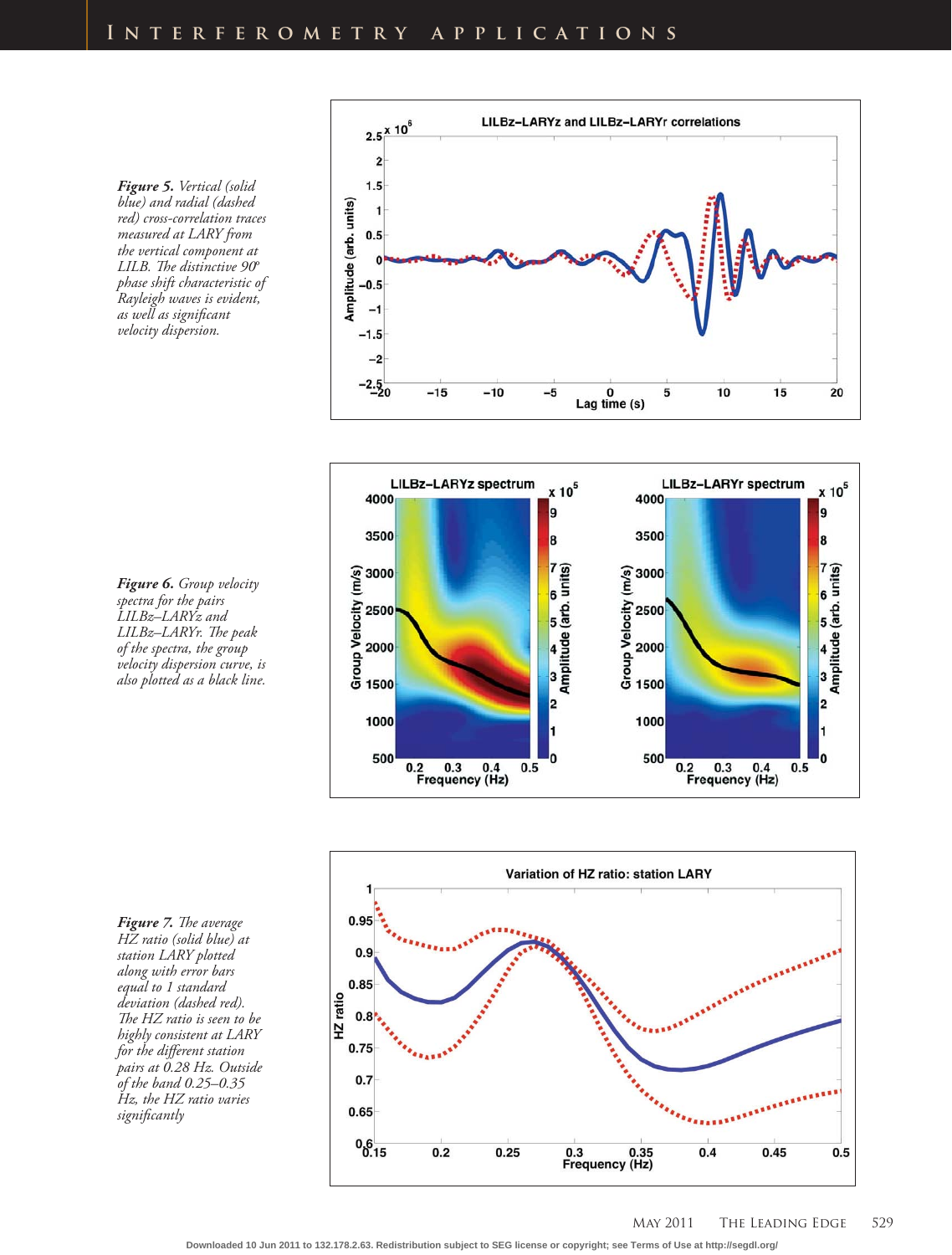**Figure 5.** *Vertical (solid blue) and radial (dashed red) cross-correlation traces measured at LARY from the vertical component at LILB. The distinctive 90° phase shift characteristic of Rayleigh waves is evident, as well as significant velocity dispersion.*

**Figure 6.** *Group velocity spectra for the pairs LILBz–LARYz and LILBz–LARYr. The peak of the spectra, the group velocity dispersion curve, is also plotted as a black line.*

**Figure 7.** *The average HZ ratio (solid blue) at station LARY plotted along with error bars equal to 1 standard deviation (dashed red). The HZ ratio is seen to be highly consistent at LARY for the different station pairs at 0.28 Hz. Outside of the band 0.25–0.35 Hz, the HZ ratio varies significantly*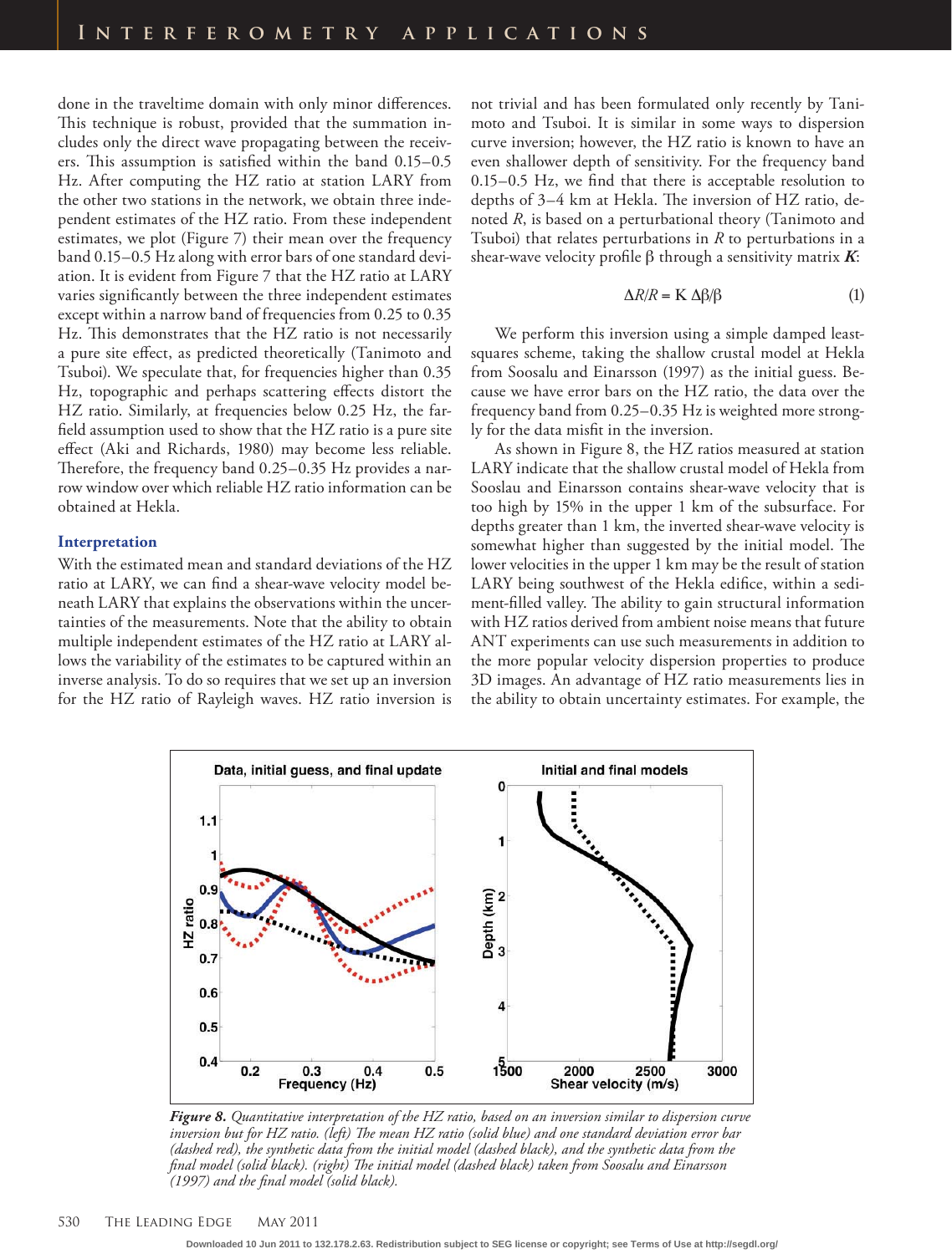done in the traveltime domain with only minor differences. This technique is robust, provided that the summation includes only the direct wave propagating between the receivers. This assumption is satisfied within the band 0.15–0.5 Hz. After computing the HZ ratio at station LARY from the other two stations in the network, we obtain three independent estimates of the HZ ratio. From these independent estimates, we plot (Figure 7) their mean over the frequency band 0.15–0.5 Hz along with error bars of one standard deviation. It is evident from Figure 7 that the HZ ratio at LARY varies significantly between the three independent estimates except within a narrow band of frequencies from 0.25 to 0.35 Hz. This demonstrates that the HZ ratio is not necessarily a pure site effect, as predicted theoretically (Tanimoto and Tsuboi). We speculate that, for frequencies higher than 0.35 Hz, topographic and perhaps scattering effects distort the HZ ratio. Similarly, at frequencies below 0.25 Hz, the far-field assumption used to show that the HZ ratio is a pure site effect (Aki and Richards, 1980) may become less reliable. Therefore, the frequency band 0.25–0.35 Hz provides a narrow window over which reliable HZ ratio information can be obtained at Hekla.

### Interpretation

With the estimated mean and standard deviations of the HZ ratio at LARY, we can find a shear-wave velocity model beneath LARY that explains the observations within the uncertainties of the measurements. Note that the ability to obtain multiple independent estimates of the HZ ratio at LARY allows the variability of the estimates to be captured within an inverse analysis. To do so requires that we set up an inversion for the HZ ratio of Rayleigh waves. HZ ratio inversion is not trivial and has been formulated only recently by Tanimoto and Tsuboi. It is similar in some ways to dispersion curve inversion; however, the HZ ratio is known to have an even shallower depth of sensitivity. For the frequency band 0.15–0.5 Hz, we find that there is acceptable resolution to depths of 3–4 km at Hekla. The inversion of HZ ratio, denoted $R$, is based on a perturbational theory (Tanimoto and Tsuboi) that relates perturbations in $R$ to perturbations in a shear-wave velocity profile $\beta$ through a sensitivity matrix $\boldsymbol{K}$:

$$\Delta R/R = \mathrm{K}\ \Delta\beta/\beta \tag{1}$$

We perform this inversion using a simple damped least-squares scheme, taking the shallow crustal model at Hekla from Soosalu and Einarsson (1997) as the initial guess. Because we have error bars on the HZ ratio, the data over the frequency band from 0.25–0.35 Hz is weighted more strongly for the data misfit in the inversion.

As shown in Figure 8, the HZ ratios measured at station LARY indicate that the shallow crustal model of Hekla from Sooslau and Einarsson contains shear-wave velocity that is too high by 15% in the upper 1 km of the subsurface. For depths greater than 1 km, the inverted shear-wave velocity is somewhat higher than suggested by the initial model. The lower velocities in the upper 1 km may be the result of station LARY being southwest of the Hekla edifice, within a sediment-filled valley. The ability to gain structural information with HZ ratios derived from ambient noise means that future ANT experiments can use such measurements in addition to the more popular velocity dispersion properties to produce 3D images. An advantage of HZ ratio measurements lies in the ability to obtain uncertainty estimates. For example, the

***Figure 8.*** *Quantitative interpretation of the HZ ratio, based on an inversion similar to dispersion curve inversion but for HZ ratio. (left) The mean HZ ratio (solid blue) and one standard deviation error bar (dashed red), the synthetic data from the initial model (dashed black), and the synthetic data from the final model (solid black). (right) The initial model (dashed black) taken from Soosalu and Einarsson (1997) and the final model (solid black).*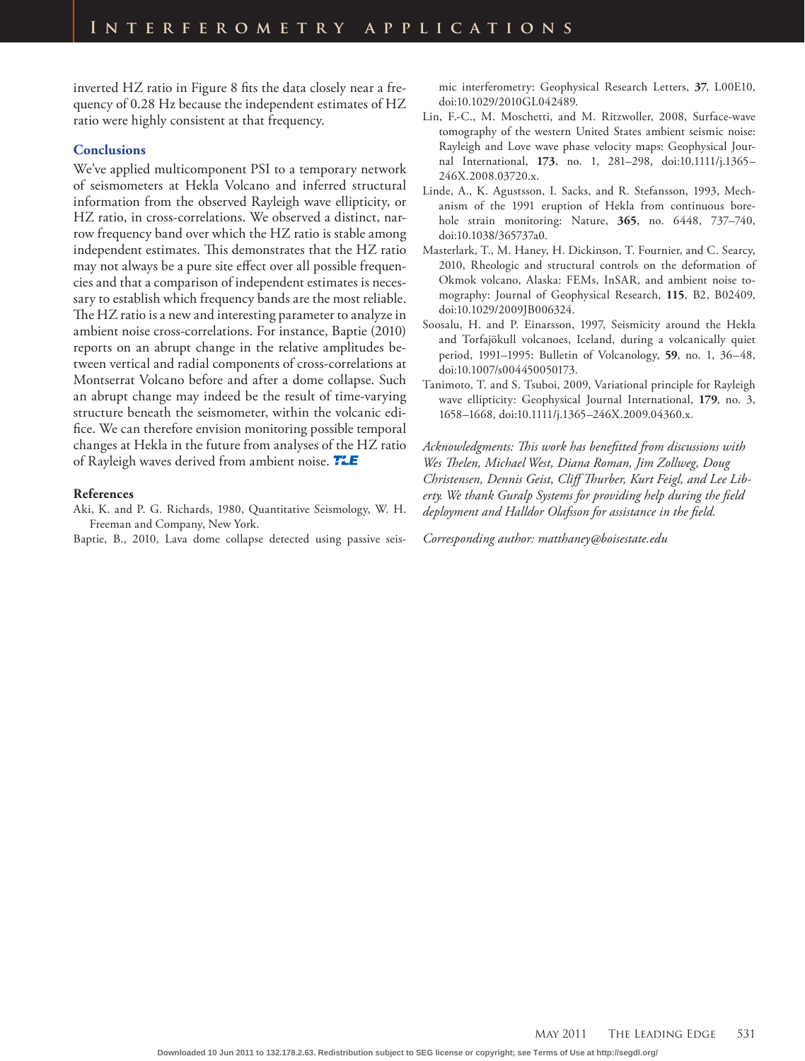inverted HZ ratio in Figure 8 fits the data closely near a frequency of 0.28 Hz because the independent estimates of HZ ratio were highly consistent at that frequency.

## Conclusions

We've applied multicomponent PSI to a temporary network of seismometers at Hekla Volcano and inferred structural information from the observed Rayleigh wave ellipticity, or HZ ratio, in cross-correlations. We observed a distinct, narrow frequency band over which the HZ ratio is stable among independent estimates. This demonstrates that the HZ ratio may not always be a pure site effect over all possible frequencies and that a comparison of independent estimates is necessary to establish which frequency bands are the most reliable. The HZ ratio is a new and interesting parameter to analyze in ambient noise cross-correlations. For instance, Baptie (2010) reports on an abrupt change in the relative amplitudes between vertical and radial components of cross-correlations at Montserrat Volcano before and after a dome collapse. Such an abrupt change may indeed be the result of time-varying structure beneath the seismometer, within the volcanic edifice. We can therefore envision monitoring possible temporal changes at Hekla in the future from analyses of the HZ ratio of Rayleigh waves derived from ambient noise. TLE

## References

Aki, K. and P. G. Richards, 1980, Quantitative Seismology, W. H. Freeman and Company, New York.

Baptie, B., 2010, Lava dome collapse detected using passive seismic interferometry: Geophysical Research Letters, **37**, L00E10, doi:10.1029/2010GL042489.

Lin, F.-C., M. Moschetti, and M. Ritzwoller, 2008, Surface-wave tomography of the western United States ambient seismic noise: Rayleigh and Love wave phase velocity maps: Geophysical Journal International, **173**, no. 1, 281–298, doi:10.1111/j.1365–246X.2008.03720.x.

Linde, A., K. Agustsson, I. Sacks, and R. Stefansson, 1993, Mechanism of the 1991 eruption of Hekla from continuous borehole strain monitoring: Nature, **365**, no. 6448, 737–740, doi:10.1038/365737a0.

Masterlark, T., M. Haney, H. Dickinson, T. Fournier, and C. Searcy, 2010, Rheologic and structural controls on the deformation of Okmok volcano, Alaska: FEMs, InSAR, and ambient noise tomography: Journal of Geophysical Research, **115**, B2, B02409, doi:10.1029/2009JB006324.

Soosalu, H. and P. Einarsson, 1997, Seismicity around the Hekla and Torfajökull volcanoes, Iceland, during a volcanically quiet period, 1991–1995: Bulletin of Volcanology, **59**, no. 1, 36–48, doi:10.1007/s004450050173.

Tanimoto, T. and S. Tsuboi, 2009, Variational principle for Rayleigh wave ellipticity: Geophysical Journal International, **179**, no. 3, 1658–1668, doi:10.1111/j.1365–246X.2009.04360.x.

*Acknowledgments: This work has benefitted from discussions with Wes Thelen, Michael West, Diana Roman, Jim Zollweg, Doug Christensen, Dennis Geist, Cliff Thurber, Kurt Feigl, and Lee Liberty. We thank Guralp Systems for providing help during the field deployment and Halldor Olafsson for assistance in the field.*

*Corresponding author: matthaney@boisestate.edu*